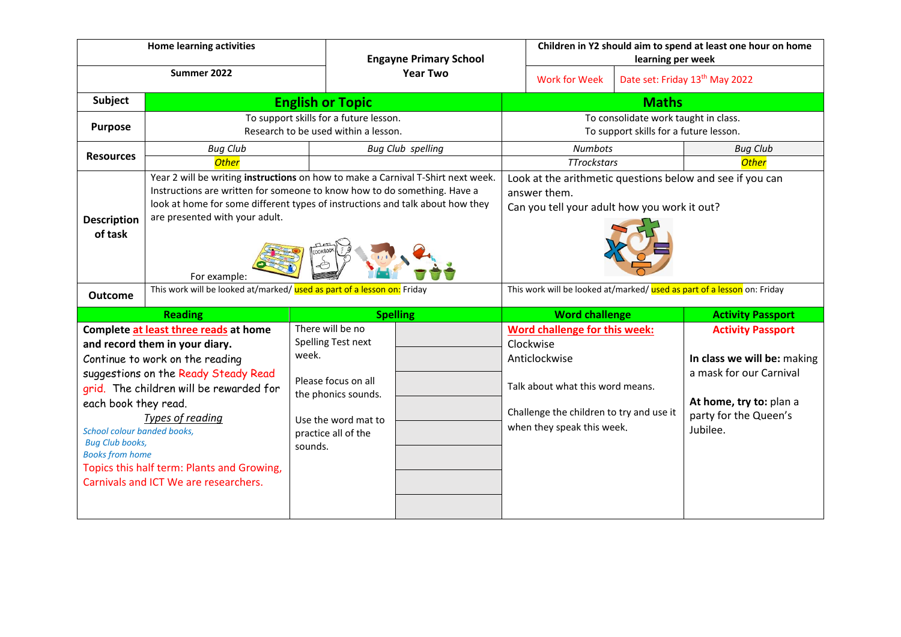| Home learning activities | Engayne Primary School Year Two | Children in Y2 should aim to spend at least one hour on home learning per week | |
|---|---|---|---|
| Summer 2022 | | Work for Week | Date set: Friday 13th May 2022 |

| Subject | English or Topic | | Maths | |
|---|---|---|---|---|
| Purpose | To support skills for a future lesson. Research to be used within a lesson. | | To consolidate work taught in class. To support skills for a future lesson. | |
| Resources | *Bug Club* | *Bug Club spelling* | *Numbots* | *Bug Club* |
| | *Other* | | *TTrockstars* | *Other* |
| Description of task | Year 2 will be writing **instructions** on how to make a Carnival T-Shirt next week. Instructions are written for someone to know how to do something. Have a look at home for some different types of instructions and talk about how they are presented with your adult. For example: | | Look at the arithmetic questions below and see if you can answer them. Can you tell your adult how you work it out? | |
| Outcome | This work will be looked at/marked/ used as part of a lesson on: Friday | | This work will be looked at/marked/ used as part of a lesson on: Friday | |

| Reading | Spelling | | Word challenge | Activity Passport |
|---|---|---|---|---|
| **Complete at least three reads at home and record them in your diary.** Continue to work on the reading suggestions on the Ready Steady Read grid. The children will be rewarded for each book they read. *Types of reading* *School colour banded books,* *Bug Club books,* *Books from home* Topics this half term: Plants and Growing, Carnivals and ICT We are researchers. | There will be no Spelling Test next week. Please focus on all the phonics sounds. Use the word mat to practice all of the sounds. | | **Word challenge for this week:** Clockwise Anticlockwise Talk about what this word means. Challenge the children to try and use it when they speak this week. | **Activity Passport** **In class we will be:** making a mask for our Carnival **At home, try to:** plan a party for the Queen's Jubilee. |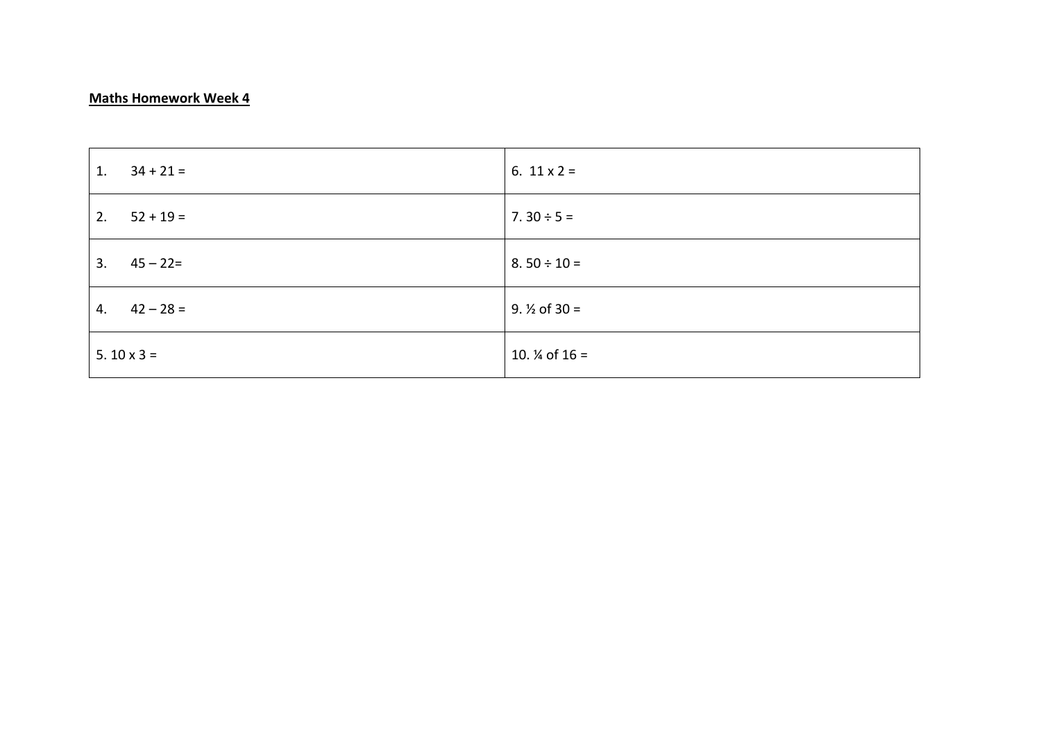**Maths Homework Week 4**

| | |
|---|---|
| 1. $34 + 21 =$ | 6. $11 \times 2 =$ |
| 2. $52 + 19 =$ | 7. $30 \div 5 =$ |
| 3. $45 - 22 =$ | 8. $50 \div 10 =$ |
| 4. $42 - 28 =$ | 9. $\frac{1}{2}$ of $30 =$ |
| 5. $10 \times 3 =$ | 10. $\frac{1}{4}$ of $16 =$ |